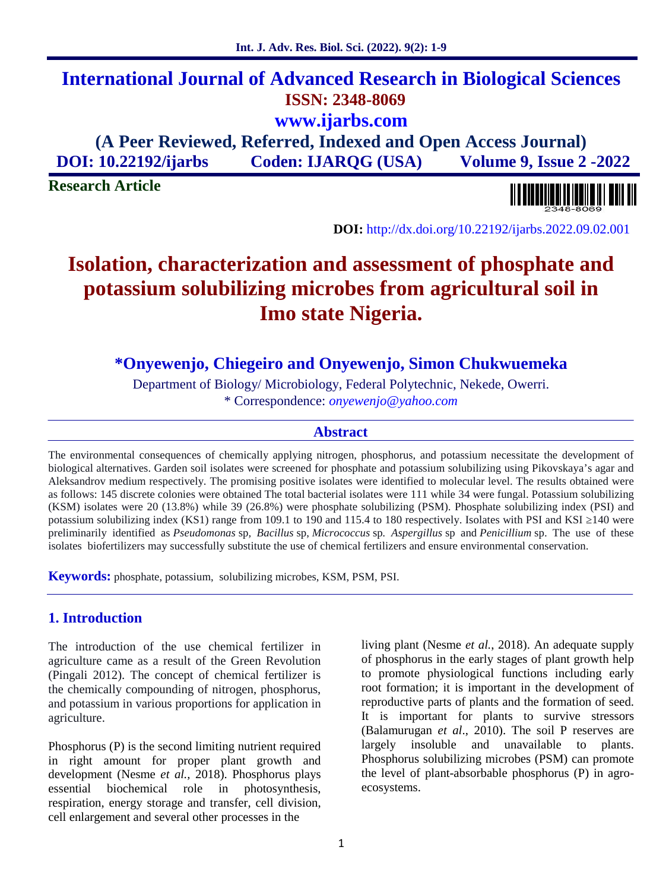# International Journal of Advanced Research in Biological Sciences

**ISSN: 2348-8069**

**www.ijarbs.com**

**(A Peer Reviewed, Referred, Indexed and Open Access Journal)**

**DOI: 10.22192/ijarbs Coden: IJARQG (USA) Volume 9, Issue 2 -2022**

**Research Article**

**DOI:** http://dx.doi.org/10.22192/ijarbs.2022.09.02.001

# Isolation, characterization and assessment of phosphate and potassium solubilizing microbes from agricultural soil in Imo state Nigeria.

**\*Onyewenjo, Chiegeiro and Onyewenjo, Simon Chukwuemeka**

Department of Biology/ Microbiology, Federal Polytechnic, Nekede, Owerri.

\* Correspondence: *onyewenjo@yahoo.com*

## Abstract

The environmental consequences of chemically applying nitrogen, phosphorus, and potassium necessitate the development of biological alternatives. Garden soil isolates were screened for phosphate and potassium solubilizing using Pikovskaya's agar and Aleksandrov medium respectively. The promising positive isolates were identified to molecular level. The results obtained were as follows: 145 discrete colonies were obtained The total bacterial isolates were 111 while 34 were fungal. Potassium solubilizing (KSM) isolates were 20 (13.8%) while 39 (26.8%) were phosphate solubilizing (PSM). Phosphate solubilizing index (PSI) and potassium solubilizing index (KS1) range from 109.1 to 190 and 115.4 to 180 respectively. Isolates with PSI and KSI ≥140 were preliminarily identified as *Pseudomonas* sp, *Bacillus* sp, *Micrococcus* sp. *Aspergillus* sp and *Penicillium* sp. The use of these isolates biofertilizers may successfully substitute the use of chemical fertilizers and ensure environmental conservation.

**Keywords:** phosphate, potassium, solubilizing microbes, KSM, PSM, PSI.

## 1. Introduction

The introduction of the use chemical fertilizer in agriculture came as a result of the Green Revolution (Pingali 2012). The concept of chemical fertilizer is the chemically compounding of nitrogen, phosphorus, and potassium in various proportions for application in agriculture.

Phosphorus (P) is the second limiting nutrient required in right amount for proper plant growth and development (Nesme *et al.,* 2018). Phosphorus plays essential biochemical role in photosynthesis, respiration, energy storage and transfer, cell division, cell enlargement and several other processes in the living plant (Nesme *et al.*, 2018). An adequate supply of phosphorus in the early stages of plant growth help to promote physiological functions including early root formation; it is important in the development of reproductive parts of plants and the formation of seed. It is important for plants to survive stressors (Balamurugan *et al*., 2010). The soil P reserves are largely insoluble and unavailable to plants. Phosphorus solubilizing microbes (PSM) can promote the level of plant-absorbable phosphorus (P) in agro-ecosystems.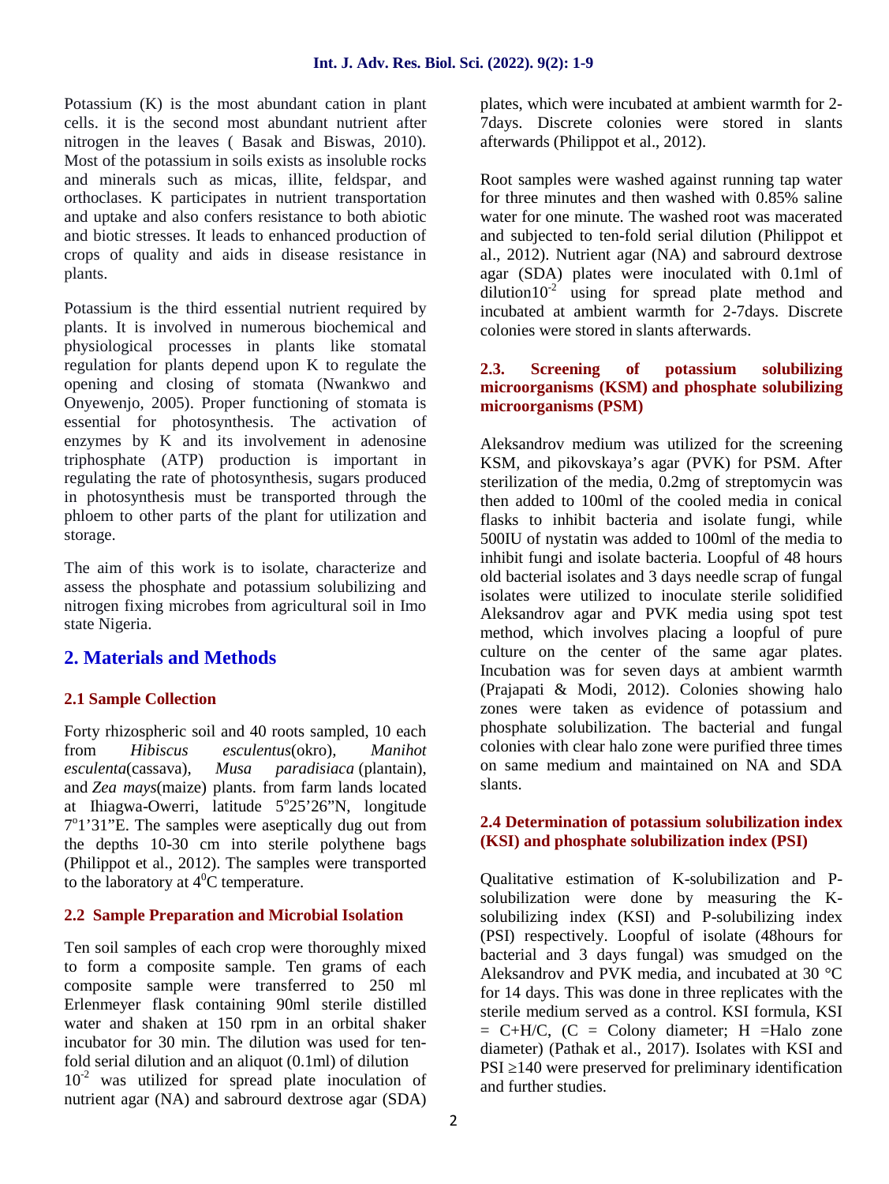Potassium (K) is the most abundant cation in plant cells. it is the second most abundant nutrient after nitrogen in the leaves ( Basak and Biswas, 2010). Most of the potassium in soils exists as insoluble rocks and minerals such as micas, illite, feldspar, and orthoclases. K participates in nutrient transportation and uptake and also confers resistance to both abiotic and biotic stresses. It leads to enhanced production of crops of quality and aids in disease resistance in plants.

Potassium is the third essential nutrient required by plants. It is involved in numerous biochemical and physiological processes in plants like stomatal regulation for plants depend upon K to regulate the opening and closing of stomata (Nwankwo and Onyewenjo, 2005). Proper functioning of stomata is essential for photosynthesis. The activation of enzymes by K and its involvement in adenosine triphosphate (ATP) production is important in regulating the rate of photosynthesis, sugars produced in photosynthesis must be transported through the phloem to other parts of the plant for utilization and storage.

The aim of this work is to isolate, characterize and assess the phosphate and potassium solubilizing and nitrogen fixing microbes from agricultural soil in Imo state Nigeria.

## 2. Materials and Methods

### 2.1 Sample Collection

Forty rhizospheric soil and 40 roots sampled, 10 each from *Hibiscus esculentus*(okro), *Manihot esculenta*(cassava), *Musa paradisiaca* (plantain), and *Zea mays*(maize) plants. from farm lands located at Ihiagwa-Owerri, latitude 5°25'26"N, longitude 7°1'31"E. The samples were aseptically dug out from the depths 10-30 cm into sterile polythene bags (Philippot et al., 2012). The samples were transported to the laboratory at 4°C temperature.

### 2.2 Sample Preparation and Microbial Isolation

Ten soil samples of each crop were thoroughly mixed to form a composite sample. Ten grams of each composite sample were transferred to 250 ml Erlenmeyer flask containing 90ml sterile distilled water and shaken at 150 rpm in an orbital shaker incubator for 30 min. The dilution was used for ten-fold serial dilution and an aliquot (0.1ml) of dilution $10^{-2}$ was utilized for spread plate inoculation of nutrient agar (NA) and sabrourd dextrose agar (SDA) plates, which were incubated at ambient warmth for 2-7days. Discrete colonies were stored in slants afterwards (Philippot et al., 2012).

Root samples were washed against running tap water for three minutes and then washed with 0.85% saline water for one minute. The washed root was macerated and subjected to ten-fold serial dilution (Philippot et al., 2012). Nutrient agar (NA) and sabrourd dextrose agar (SDA) plates were inoculated with 0.1ml of dilution$10^{-2}$ using for spread plate method and incubated at ambient warmth for 2-7days. Discrete colonies were stored in slants afterwards.

### 2.3. Screening of potassium solubilizing microorganisms (KSM) and phosphate solubilizing microorganisms (PSM)

Aleksandrov medium was utilized for the screening KSM, and pikovskaya's agar (PVK) for PSM. After sterilization of the media, 0.2mg of streptomycin was then added to 100ml of the cooled media in conical flasks to inhibit bacteria and isolate fungi, while 500IU of nystatin was added to 100ml of the media to inhibit fungi and isolate bacteria. Loopful of 48 hours old bacterial isolates and 3 days needle scrap of fungal isolates were utilized to inoculate sterile solidified Aleksandrov agar and PVK media using spot test method, which involves placing a loopful of pure culture on the center of the same agar plates. Incubation was for seven days at ambient warmth (Prajapati & Modi, 2012). Colonies showing halo zones were taken as evidence of potassium and phosphate solubilization. The bacterial and fungal colonies with clear halo zone were purified three times on same medium and maintained on NA and SDA slants.

### 2.4 Determination of potassium solubilization index (KSI) and phosphate solubilization index (PSI)

Qualitative estimation of K-solubilization and P-solubilization were done by measuring the K-solubilizing index (KSI) and P-solubilizing index (PSI) respectively. Loopful of isolate (48hours for bacterial and 3 days fungal) was smudged on the Aleksandrov and PVK media, and incubated at 30 °C for 14 days. This was done in three replicates with the sterile medium served as a control. KSI formula, KSI = C+H/C, (C = Colony diameter; H =Halo zone diameter) (Pathak et al., 2017). Isolates with KSI and PSI ≥140 were preserved for preliminary identification and further studies.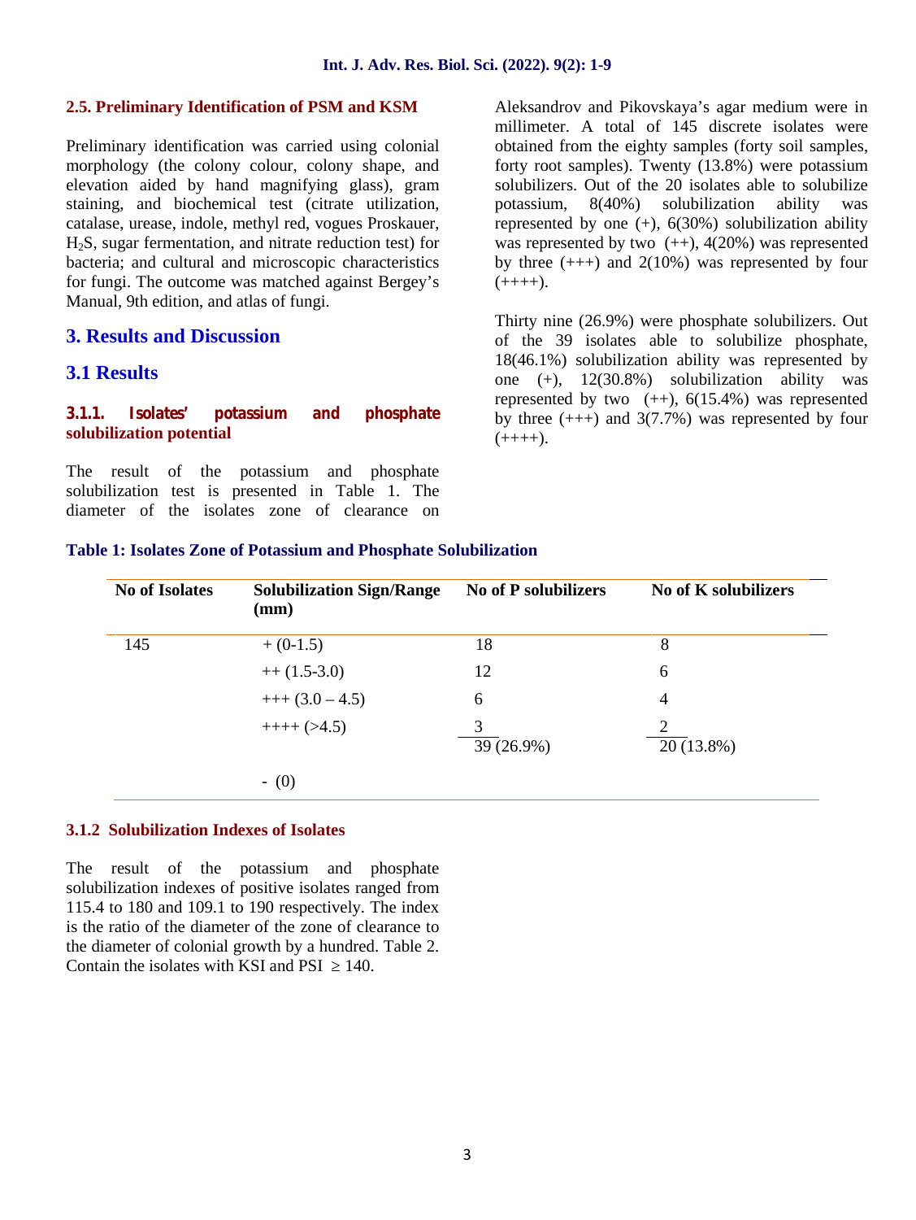### 2.5. Preliminary Identification of PSM and KSM

Preliminary identification was carried using colonial morphology (the colony colour, colony shape, and elevation aided by hand magnifying glass), gram staining, and biochemical test (citrate utilization, catalase, urease, indole, methyl red, vogues Proskauer, $H_2S$, sugar fermentation, and nitrate reduction test) for bacteria; and cultural and microscopic characteristics for fungi. The outcome was matched against Bergey's Manual, 9th edition, and atlas of fungi.

## 3. Results and Discussion

## 3.1 Results

### 3.1.1. Isolates' potassium and phosphate solubilization potential

The result of the potassium and phosphate solubilization test is presented in Table 1. The diameter of the isolates zone of clearance on Aleksandrov and Pikovskaya's agar medium were in millimeter. A total of 145 discrete isolates were obtained from the eighty samples (forty soil samples, forty root samples). Twenty (13.8%) were potassium solubilizers. Out of the 20 isolates able to solubilize potassium, 8(40%) solubilization ability was represented by one (+), 6(30%) solubilization ability was represented by two (++), 4(20%) was represented by three (+++) and 2(10%) was represented by four (++++).

Thirty nine (26.9%) were phosphate solubilizers. Out of the 39 isolates able to solubilize phosphate, 18(46.1%) solubilization ability was represented by one (+), 12(30.8%) solubilization ability was represented by two (++), 6(15.4%) was represented by three (+++) and 3(7.7%) was represented by four (++++).

**Table 1: Isolates Zone of Potassium and Phosphate Solubilization**

| No of Isolates | Solubilization Sign/Range (mm) | No of P solubilizers | No of K solubilizers |
|---|---|---|---|
| 145 | + (0-1.5) | 18 | 8 |
| | ++ (1.5-3.0) | 12 | 6 |
| | +++ (3.0 – 4.5) | 6 | 4 |
| | ++++ (>4.5) | 3 | 2 |
| | | 39 (26.9%) | 20 (13.8%) |
| | - (0) | | |

### 3.1.2 Solubilization Indexes of Isolates

The result of the potassium and phosphate solubilization indexes of positive isolates ranged from 115.4 to 180 and 109.1 to 190 respectively. The index is the ratio of the diameter of the zone of clearance to the diameter of colonial growth by a hundred. Table 2. Contain the isolates with KSI and PSI $\geq 140$.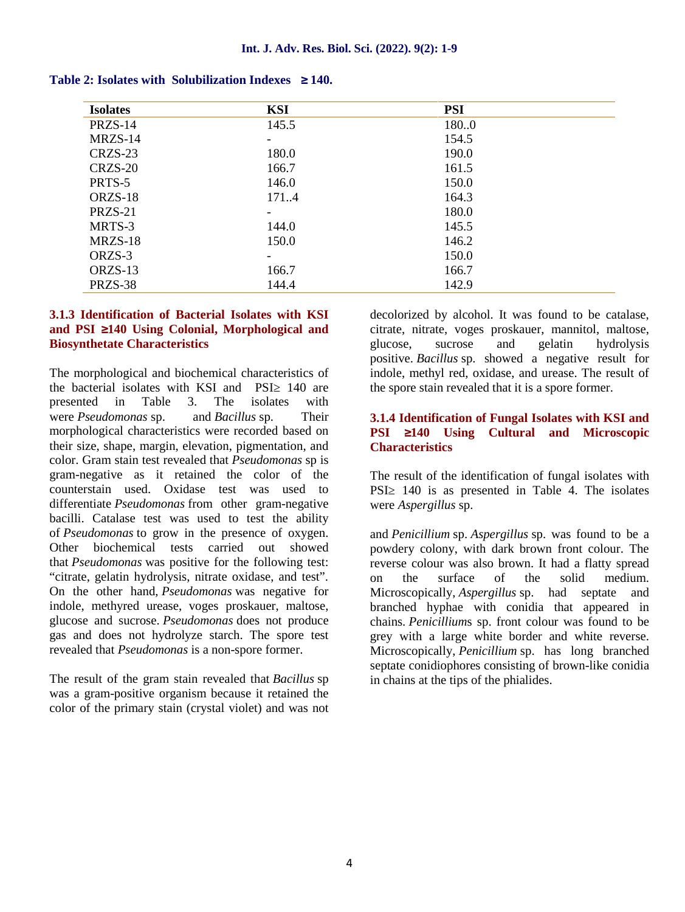**Table 2: Isolates with Solubilization Indexes ≥ 140.**

| Isolates | KSI | PSI |
|---|---|---|
| PRZS-14 | 145.5 | 180..0 |
| MRZS-14 | - | 154.5 |
| CRZS-23 | 180.0 | 190.0 |
| CRZS-20 | 166.7 | 161.5 |
| PRTS-5 | 146.0 | 150.0 |
| ORZS-18 | 171..4 | 164.3 |
| PRZS-21 | - | 180.0 |
| MRTS-3 | 144.0 | 145.5 |
| MRZS-18 | 150.0 | 146.2 |
| ORZS-3 | - | 150.0 |
| ORZS-13 | 166.7 | 166.7 |
| PRZS-38 | 144.4 | 142.9 |

### 3.1.3 Identification of Bacterial Isolates with KSI and PSI ≥140 Using Colonial, Morphological and Biosynthetate Characteristics

The morphological and biochemical characteristics of the bacterial isolates with KSI and PSI≥ 140 are presented in Table 3. The isolates with were *Pseudomonas* sp. and *Bacillus* sp. Their morphological characteristics were recorded based on their size, shape, margin, elevation, pigmentation, and color. Gram stain test revealed that *Pseudomonas* sp is gram-negative as it retained the color of the counterstain used. Oxidase test was used to differentiate *Pseudomonas* from other gram-negative bacilli. Catalase test was used to test the ability of *Pseudomonas* to grow in the presence of oxygen. Other biochemical tests carried out showed that *Pseudomonas* was positive for the following test: "citrate, gelatin hydrolysis, nitrate oxidase, and test". On the other hand, *Pseudomonas* was negative for indole, methyred urease, voges proskauer, maltose, glucose and sucrose. *Pseudomonas* does not produce gas and does not hydrolyze starch. The spore test revealed that *Pseudomonas* is a non-spore former.

The result of the gram stain revealed that *Bacillus* sp was a gram-positive organism because it retained the color of the primary stain (crystal violet) and was not decolorized by alcohol. It was found to be catalase, citrate, nitrate, voges proskauer, mannitol, maltose, glucose, sucrose and gelatin hydrolysis positive. *Bacillus* sp. showed a negative result for indole, methyl red, oxidase, and urease. The result of the spore stain revealed that it is a spore former.

### 3.1.4 Identification of Fungal Isolates with KSI and PSI ≥140 Using Cultural and Microscopic Characteristics

The result of the identification of fungal isolates with PSI≥ 140 is as presented in Table 4. The isolates were *Aspergillus* sp.

and *Penicillium* sp. *Aspergillus* sp. was found to be a powdery colony, with dark brown front colour. The reverse colour was also brown. It had a flatty spread on the surface of the solid medium. Microscopically, *Aspergillus* sp. had septate and branched hyphae with conidia that appeared in chains. *Penicillium*s sp. front colour was found to be grey with a large white border and white reverse. Microscopically, *Penicillium* sp. has long branched septate conidiophores consisting of brown-like conidia in chains at the tips of the phialides.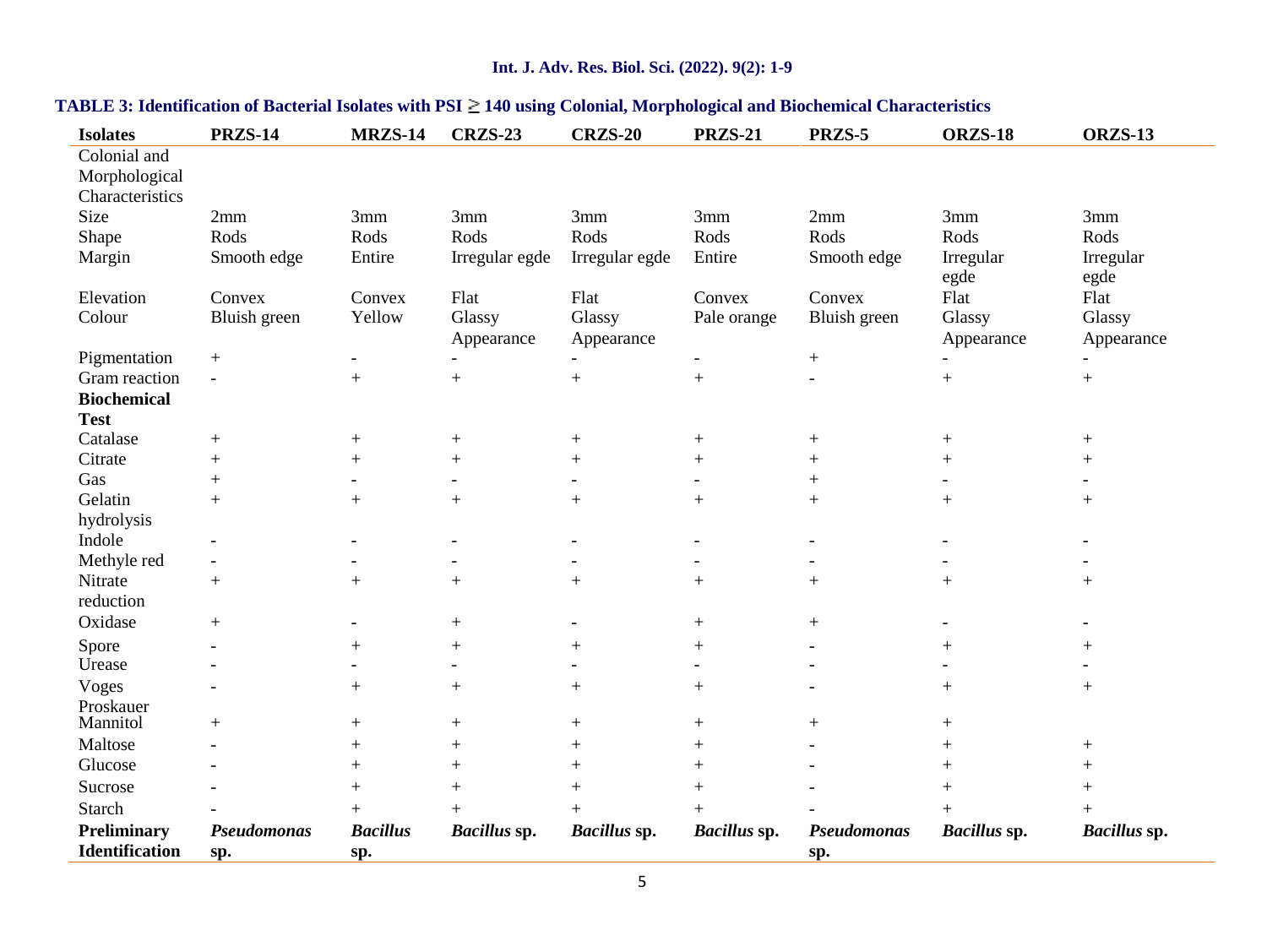**TABLE 3: Identification of Bacterial Isolates with PSI ≧ 140 using Colonial, Morphological and Biochemical Characteristics**

| Isolates | PRZS-14 | MRZS-14 | CRZS-23 | CRZS-20 | PRZS-21 | PRZS-5 | ORZS-18 | ORZS-13 |
|---|---|---|---|---|---|---|---|---|
| Colonial and Morphological Characteristics | | | | | | | | |
| Size | 2mm | 3mm | 3mm | 3mm | 3mm | 2mm | 3mm | 3mm |
| Shape | Rods | Rods | Rods | Rods | Rods | Rods | Rods | Rods |
| Margin | Smooth edge | Entire | Irregular egde | Irregular egde | Entire | Smooth edge | Irregular egde | Irregular egde |
| Elevation | Convex | Convex | Flat | Flat | Convex | Convex | Flat | Flat |
| Colour | Bluish green | Yellow | Glassy Appearance | Glassy Appearance | Pale orange | Bluish green | Glassy Appearance | Glassy Appearance |
| Pigmentation | + | - | - | - | - | + | - | - |
| Gram reaction | - | + | + | + | + | - | + | + |
| **Biochemical Test** | | | | | | | | |
| Catalase | + | + | + | + | + | + | + | + |
| Citrate | + | + | + | + | + | + | + | + |
| Gas | + | - | - | - | - | + | - | - |
| Gelatin hydrolysis | + | + | + | + | + | + | + | + |
| Indole | - | - | - | - | - | - | - | - |
| Methyle red | - | - | - | - | - | - | - | - |
| Nitrate reduction | + | + | + | + | + | + | + | + |
| Oxidase | + | - | + | - | + | + | - | - |
| Spore | - | + | + | + | + | - | + | + |
| Urease | - | - | - | - | - | - | - | - |
| Voges Proskauer | - | + | + | + | + | - | + | + |
| Mannitol | + | + | + | + | + | + | + | |
| Maltose | - | + | + | + | + | - | + | + |
| Glucose | - | + | + | + | + | - | + | + |
| Sucrose | - | + | + | + | + | - | + | + |
| Starch | - | + | + | + | + | - | + | + |
| **Preliminary Identification** | ***Pseudomonas* sp.** | ***Bacillus* sp.** | ***Bacillus* sp.** | ***Bacillus* sp.** | ***Bacillus* sp.** | ***Pseudomonas* sp.** | ***Bacillus* sp.** | ***Bacillus* sp.** |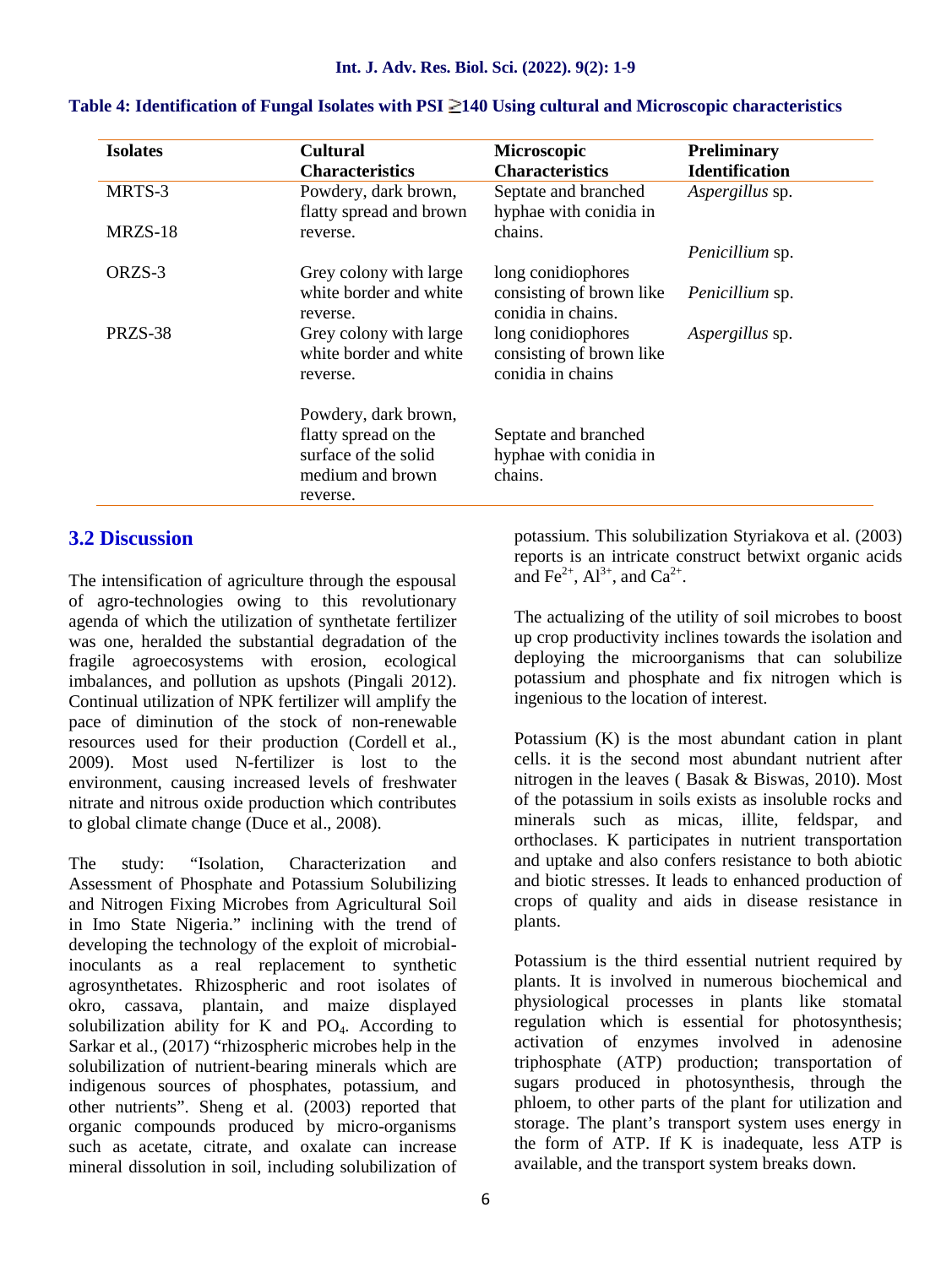**Table 4: Identification of Fungal Isolates with PSI ≧140 Using cultural and Microscopic characteristics**

| Isolates | Cultural Characteristics | Microscopic Characteristics | Preliminary Identification |
|---|---|---|---|
| MRTS-3 | Powdery, dark brown, flatty spread and brown reverse. | Septate and branched hyphae with conidia in chains. | *Aspergillus* sp. |
| MRZS-18 | Grey colony with large white border and white reverse. | long conidiophores consisting of brown like conidia in chains. | *Penicillium* sp. |
| ORZS-3 | Grey colony with large white border and white reverse. | long conidiophores consisting of brown like conidia in chains | *Penicillium* sp. |
| PRZS-38 | Powdery, dark brown, flatty spread on the surface of the solid medium and brown reverse. | Septate and branched hyphae with conidia in chains. | *Aspergillus* sp. |

## 3.2 Discussion

The intensification of agriculture through the espousal of agro-technologies owing to this revolutionary agenda of which the utilization of synthetate fertilizer was one, heralded the substantial degradation of the fragile agroecosystems with erosion, ecological imbalances, and pollution as upshots (Pingali 2012). Continual utilization of NPK fertilizer will amplify the pace of diminution of the stock of non-renewable resources used for their production (Cordell et al., 2009). Most used N-fertilizer is lost to the environment, causing increased levels of freshwater nitrate and nitrous oxide production which contributes to global climate change (Duce et al., 2008).

The study: "Isolation, Characterization and Assessment of Phosphate and Potassium Solubilizing and Nitrogen Fixing Microbes from Agricultural Soil in Imo State Nigeria." inclining with the trend of developing the technology of the exploit of microbial-inoculants as a real replacement to synthetic agrosynthetates. Rhizospheric and root isolates of okro, cassava, plantain, and maize displayed solubilization ability for K and $PO_4$. According to Sarkar et al., (2017) "rhizospheric microbes help in the solubilization of nutrient-bearing minerals which are indigenous sources of phosphates, potassium, and other nutrients". Sheng et al. (2003) reported that organic compounds produced by micro-organisms such as acetate, citrate, and oxalate can increase mineral dissolution in soil, including solubilization of potassium. This solubilization Styriakova et al. (2003) reports is an intricate construct betwixt organic acids and $Fe^{2+}$, $Al^{3+}$, and $Ca^{2+}$.

The actualizing of the utility of soil microbes to boost up crop productivity inclines towards the isolation and deploying the microorganisms that can solubilize potassium and phosphate and fix nitrogen which is ingenious to the location of interest.

Potassium (K) is the most abundant cation in plant cells. it is the second most abundant nutrient after nitrogen in the leaves ( Basak & Biswas, 2010). Most of the potassium in soils exists as insoluble rocks and minerals such as micas, illite, feldspar, and orthoclases. K participates in nutrient transportation and uptake and also confers resistance to both abiotic and biotic stresses. It leads to enhanced production of crops of quality and aids in disease resistance in plants.

Potassium is the third essential nutrient required by plants. It is involved in numerous biochemical and physiological processes in plants like stomatal regulation which is essential for photosynthesis; activation of enzymes involved in adenosine triphosphate (ATP) production; transportation of sugars produced in photosynthesis, through the phloem, to other parts of the plant for utilization and storage. The plant's transport system uses energy in the form of ATP. If K is inadequate, less ATP is available, and the transport system breaks down.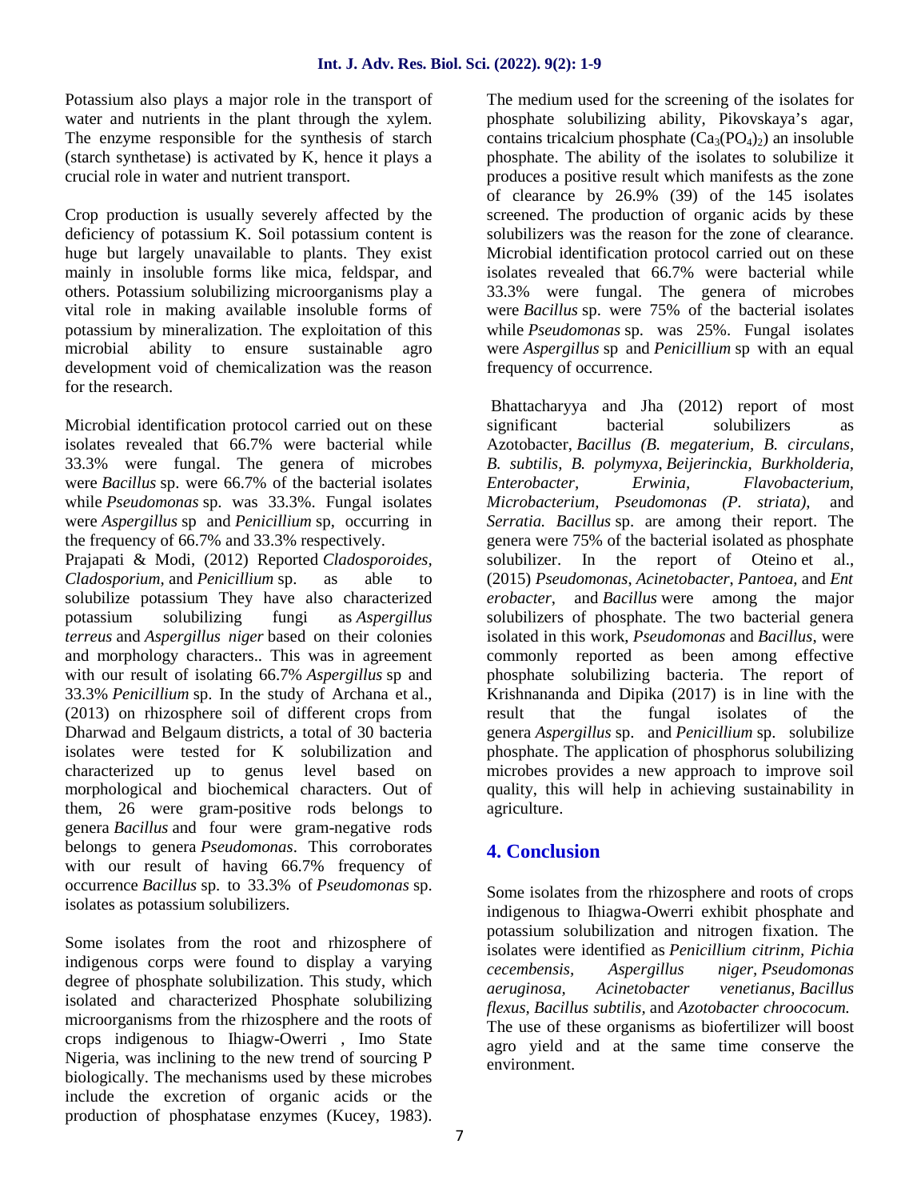Potassium also plays a major role in the transport of water and nutrients in the plant through the xylem. The enzyme responsible for the synthesis of starch (starch synthetase) is activated by K, hence it plays a crucial role in water and nutrient transport.

Crop production is usually severely affected by the deficiency of potassium K. Soil potassium content is huge but largely unavailable to plants. They exist mainly in insoluble forms like mica, feldspar, and others. Potassium solubilizing microorganisms play a vital role in making available insoluble forms of potassium by mineralization. The exploitation of this microbial ability to ensure sustainable agro development void of chemicalization was the reason for the research.

Microbial identification protocol carried out on these isolates revealed that 66.7% were bacterial while 33.3% were fungal. The genera of microbes were *Bacillus* sp. were 66.7% of the bacterial isolates while *Pseudomonas* sp. was 33.3%. Fungal isolates were *Aspergillus* sp and *Penicillium* sp, occurring in the frequency of 66.7% and 33.3% respectively.

Prajapati & Modi, (2012) Reported *Cladosporoides, Cladosporium*, and *Penicillium* sp. as able to solubilize potassium They have also characterized potassium solubilizing fungi as *Aspergillus terreus* and *Aspergillus niger* based on their colonies and morphology characters.. This was in agreement with our result of isolating 66.7% *Aspergillus* sp and 33.3% *Penicillium* sp. In the study of Archana et al., (2013) on rhizosphere soil of different crops from Dharwad and Belgaum districts, a total of 30 bacteria isolates were tested for K solubilization and characterized up to genus level based on morphological and biochemical characters. Out of them, 26 were gram-positive rods belongs to genera *Bacillus* and four were gram-negative rods belongs to genera *Pseudomonas*. This corroborates with our result of having 66.7% frequency of occurrence *Bacillus* sp. to 33.3% of *Pseudomonas* sp. isolates as potassium solubilizers.

Some isolates from the root and rhizosphere of indigenous corps were found to display a varying degree of phosphate solubilization. This study, which isolated and characterized Phosphate solubilizing microorganisms from the rhizosphere and the roots of crops indigenous to Ihiagw-Owerri , Imo State Nigeria, was inclining to the new trend of sourcing P biologically. The mechanisms used by these microbes include the excretion of organic acids or the production of phosphatase enzymes (Kucey, 1983). The medium used for the screening of the isolates for phosphate solubilizing ability, Pikovskaya's agar, contains tricalcium phosphate ($Ca_3(PO_4)_2$) an insoluble phosphate. The ability of the isolates to solubilize it produces a positive result which manifests as the zone of clearance by 26.9% (39) of the 145 isolates screened. The production of organic acids by these solubilizers was the reason for the zone of clearance. Microbial identification protocol carried out on these isolates revealed that 66.7% were bacterial while 33.3% were fungal. The genera of microbes were *Bacillus* sp. were 75% of the bacterial isolates while *Pseudomonas* sp. was 25%. Fungal isolates were *Aspergillus* sp and *Penicillium* sp with an equal frequency of occurrence.

Bhattacharyya and Jha (2012) report of most significant bacterial solubilizers as Azotobacter, *Bacillus (B. megaterium, B. circulans, B. subtilis, B. polymyxa, Beijerinckia, Burkholderia, Enterobacter, Erwinia, Flavobacterium, Microbacterium, Pseudomonas (P. striata),* and *Serratia. Bacillus* sp. are among their report. The genera were 75% of the bacterial isolated as phosphate solubilizer. In the report of Oteino et al., (2015) *Pseudomonas, Acinetobacter, Pantoea*, and *Enterobacter*, and *Bacillus* were among the major solubilizers of phosphate. The two bacterial genera isolated in this work, *Pseudomonas* and *Bacillus*, were commonly reported as been among effective phosphate solubilizing bacteria. The report of Krishnananda and Dipika (2017) is in line with the result that the fungal isolates of the genera *Aspergillus* sp. and *Penicillium* sp. solubilize phosphate. The application of phosphorus solubilizing microbes provides a new approach to improve soil quality, this will help in achieving sustainability in agriculture.

## 4. Conclusion

Some isolates from the rhizosphere and roots of crops indigenous to Ihiagwa-Owerri exhibit phosphate and potassium solubilization and nitrogen fixation. The isolates were identified as *Penicillium citrinm, Pichia cecembensis, Aspergillus niger, Pseudomonas aeruginosa, Acinetobacter venetianus, Bacillus flexus, Bacillus subtilis,* and *Azotobacter chroococum.* The use of these organisms as biofertilizer will boost agro yield and at the same time conserve the environment.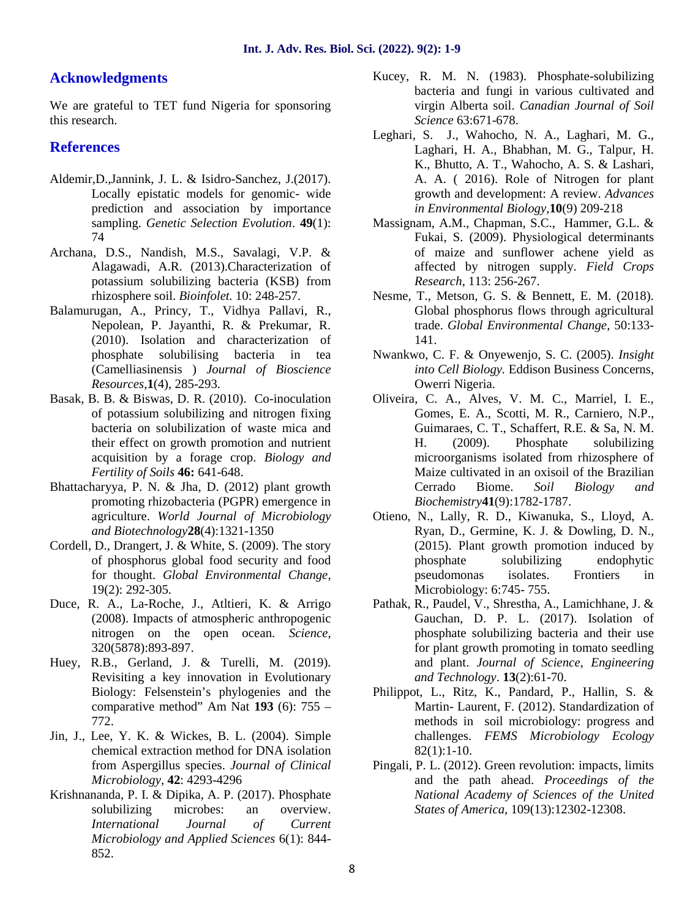## Acknowledgments

We are grateful to TET fund Nigeria for sponsoring this research.

## References

Aldemir,D.,Jannink, J. L. & Isidro-Sanchez, J.(2017). Locally epistatic models for genomic- wide prediction and association by importance sampling. *Genetic Selection Evolution*. **49**(1): 74

Archana, D.S., Nandish, M.S., Savalagi, V.P. & Alagawadi, A.R. (2013).Characterization of potassium solubilizing bacteria (KSB) from rhizosphere soil. *Bioinfolet.* 10: 248-257.

Balamurugan, A., Princy, T., Vidhya Pallavi, R., Nepolean, P. Jayanthi, R. & Prekumar, R. (2010). Isolation and characterization of phosphate solubilising bacteria in tea (Camelliasinensis ) *Journal of Bioscience Resources*,**1**(4), 285-293.

Basak, B. B. & Biswas, D. R. (2010). Co-inoculation of potassium solubilizing and nitrogen fixing bacteria on solubilization of waste mica and their effect on growth promotion and nutrient acquisition by a forage crop. *Biology and Fertility of Soils* **46:** 641-648.

Bhattacharyya, P. N. & Jha, D. (2012) plant growth promoting rhizobacteria (PGPR) emergence in agriculture. *World Journal of Microbiology and Biotechnology***28**(4):1321-1350

Cordell, D., Drangert, J. & White, S. (2009). The story of phosphorus global food security and food for thought. *Global Environmental Change,* 19(2): 292-305.

Duce, R. A., La-Roche, J., Atltieri, K. & Arrigo (2008). Impacts of atmospheric anthropogenic nitrogen on the open ocean. *Science,* 320(5878):893-897.

Huey, R.B., Gerland, J. & Turelli, M. (2019). Revisiting a key innovation in Evolutionary Biology: Felsenstein's phylogenies and the comparative method" Am Nat **193** (6): 755 – 772.

Jin, J., Lee, Y. K. & Wickes, B. L. (2004). Simple chemical extraction method for DNA isolation from Aspergillus species. *Journal of Clinical Microbiology*, **42**: 4293-4296

Krishnananda, P. I. & Dipika, A. P. (2017). Phosphate solubilizing microbes: an overview. *International Journal of Current Microbiology and Applied Sciences* 6(1): 844-852.

Kucey, R. M. N. (1983). Phosphate-solubilizing bacteria and fungi in various cultivated and virgin Alberta soil. *Canadian Journal of Soil Science* 63:671-678.

Leghari, S. J., Wahocho, N. A., Laghari, M. G., Laghari, H. A., Bhabhan, M. G., Talpur, H. K., Bhutto, A. T., Wahocho, A. S. & Lashari, A. A. ( 2016). Role of Nitrogen for plant growth and development: A review. *Advances in Environmental Biology*,**10**(9) 209-218

Massignam, A.M., Chapman, S.C., Hammer, G.L. & Fukai, S. (2009). Physiological determinants of maize and sunflower achene yield as affected by nitrogen supply. *Field Crops Research*, 113: 256-267.

Nesme, T., Metson, G. S. & Bennett, E. M. (2018). Global phosphorus flows through agricultural trade. *Global Environmental Change*, 50:133-141.

Nwankwo, C. F. & Onyewenjo, S. C. (2005). *Insight into Cell Biology.* Eddison Business Concerns, Owerri Nigeria.

Oliveira, C. A., Alves, V. M. C., Marriel, I. E., Gomes, E. A., Scotti, M. R., Carniero, N.P., Guimaraes, C. T., Schaffert, R.E. & Sa, N. M. H. (2009). Phosphate solubilizing microorganisms isolated from rhizosphere of Maize cultivated in an oxisoil of the Brazilian Cerrado Biome. *Soil Biology and Biochemistry***41**(9):1782-1787.

Otieno, N., Lally, R. D., Kiwanuka, S., Lloyd, A. Ryan, D., Germine, K. J. & Dowling, D. N., (2015). Plant growth promotion induced by phosphate solubilizing endophytic pseudomonas isolates. Frontiers in Microbiology: 6:745- 755.

Pathak, R., Paudel, V., Shrestha, A., Lamichhane, J. & Gauchan, D. P. L. (2017). Isolation of phosphate solubilizing bacteria and their use for plant growth promoting in tomato seedling and plant. *Journal of Science, Engineering and Technology*. **13**(2):61-70.

Philippot, L., Ritz, K., Pandard, P., Hallin, S. & Martin- Laurent, F. (2012). Standardization of methods in soil microbiology: progress and challenges. *FEMS Microbiology Ecology* 82(1):1-10.

Pingali, P. L. (2012). Green revolution: impacts, limits and the path ahead. *Proceedings of the National Academy of Sciences of the United States of America,* 109(13):12302-12308.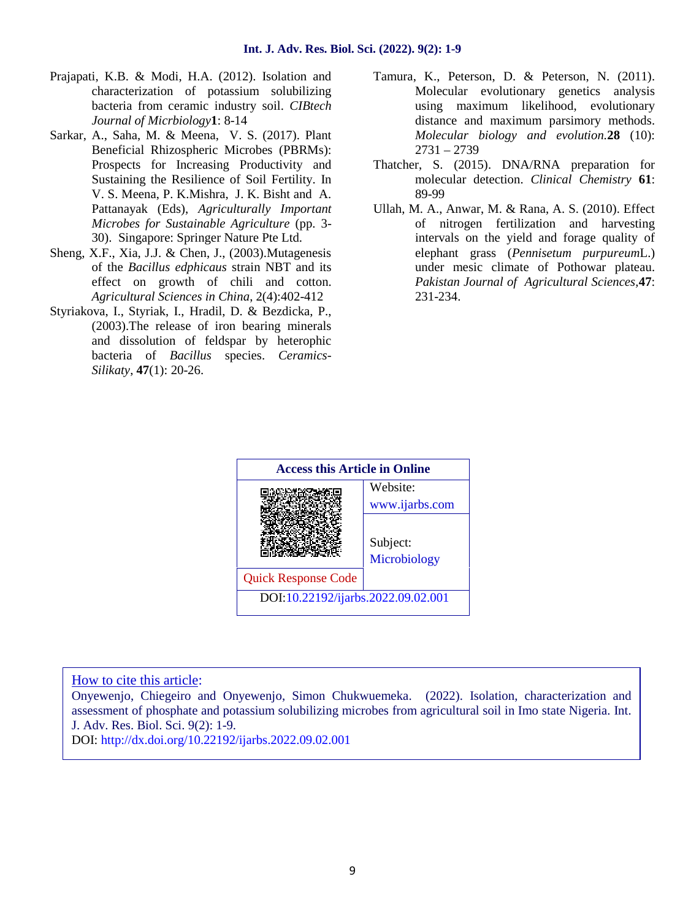Prajapati, K.B. & Modi, H.A. (2012). Isolation and characterization of potassium solubilizing bacteria from ceramic industry soil. *CIBtech Journal of Micrbiology* **1**: 8-14

Sarkar, A., Saha, M. & Meena, V. S. (2017). Plant Beneficial Rhizospheric Microbes (PBRMs): Prospects for Increasing Productivity and Sustaining the Resilience of Soil Fertility. In V. S. Meena, P. K.Mishra, J. K. Bisht and A. Pattanayak (Eds), *Agriculturally Important Microbes for Sustainable Agriculture* (pp. 3-30). Singapore: Springer Nature Pte Ltd.

Sheng, X.F., Xia, J.J. & Chen, J., (2003).Mutagenesis of the *Bacillus edphicaus* strain NBT and its effect on growth of chili and cotton. *Agricultural Sciences in China*, 2(4):402-412

Styriakova, I., Styriak, I., Hradil, D. & Bezdicka, P., (2003).The release of iron bearing minerals and dissolution of feldspar by heterophic bacteria of *Bacillus* species. *Ceramics-Silikaty*, **47**(1): 20-26.

Tamura, K., Peterson, D. & Peterson, N. (2011). Molecular evolutionary genetics analysis using maximum likelihood, evolutionary distance and maximum parsimory methods. *Molecular biology and evolution.* **28** (10): 2731 – 2739

Thatcher, S. (2015). DNA/RNA preparation for molecular detection. *Clinical Chemistry* **61**: 89-99

Ullah, M. A., Anwar, M. & Rana, A. S. (2010). Effect of nitrogen fertilization and harvesting intervals on the yield and forage quality of elephant grass (*Pennisetum purpureum*L.) under mesic climate of Pothowar plateau. *Pakistan Journal of Agricultural Sciences*,**47**: 231-234.

| Access this Article in Online | |
|---|---|
| | Website: www.ijarbs.com |
| Quick Response Code | Subject: Microbiology |
| DOI:10.22192/ijarbs.2022.09.02.001 | |

How to cite this article:
Onyewenjo, Chiegeiro and Onyewenjo, Simon Chukwuemeka. (2022). Isolation, characterization and assessment of phosphate and potassium solubilizing microbes from agricultural soil in Imo state Nigeria. Int. J. Adv. Res. Biol. Sci. 9(2): 1-9.
DOI: http://dx.doi.org/10.22192/ijarbs.2022.09.02.001